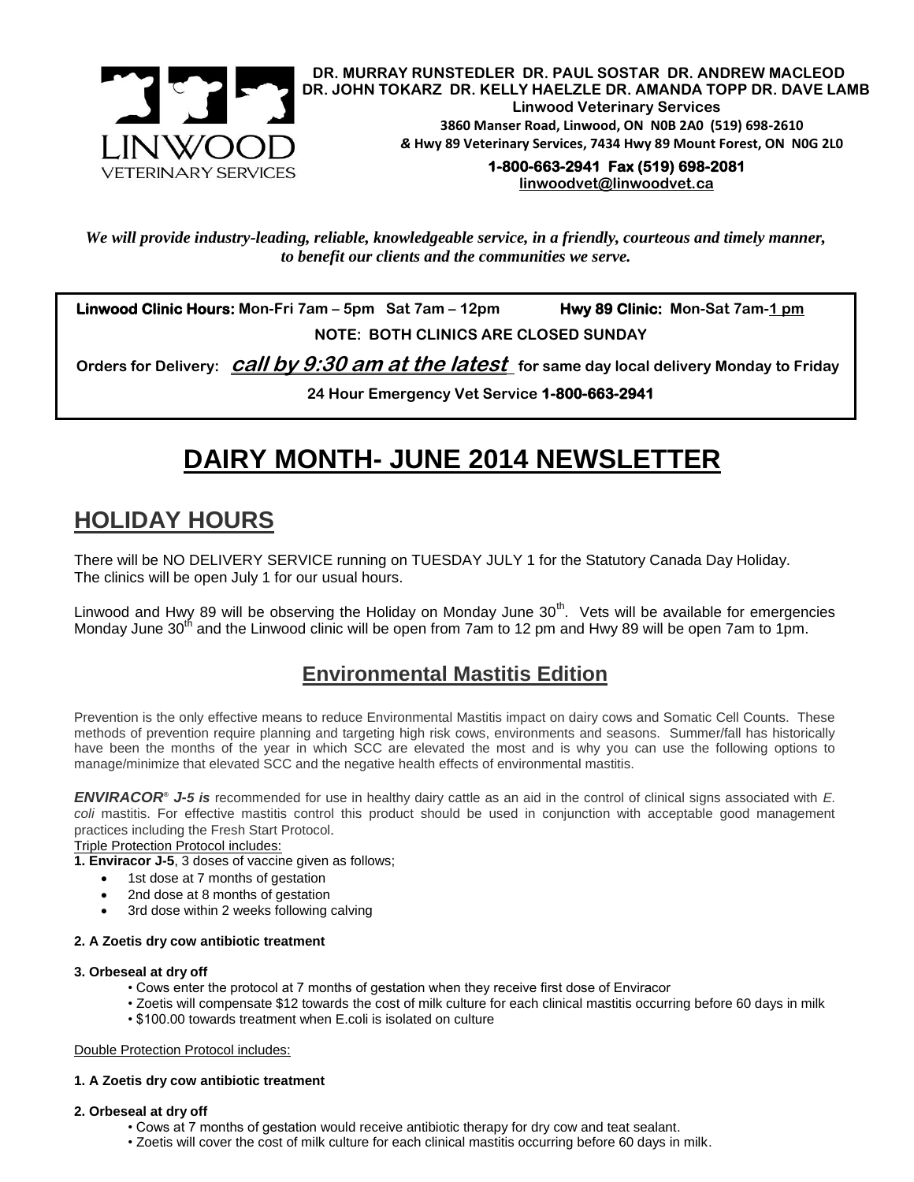LINWOOD VETERINARY SERVICES

**DR. MURRAY RUNSTEDLER DR. PAUL SOSTAR DR. ANDREW MACLEOD**
**DR. JOHN TOKARZ DR. KELLY HAELZLE DR. AMANDA TOPP DR. DAVE LAMB**
**Linwood Veterinary Services**
**3860 Manser Road, Linwood, ON N0B 2A0 (519) 698-2610**
***&* Hwy 89 Veterinary Services, 7434 Hwy 89 Mount Forest, ON N0G 2L0**
**1-800-663-2941 Fax (519) 698-2081**
**linwoodvet@linwoodvet.ca**

***We will provide industry-leading, reliable, knowledgeable service, in a friendly, courteous and timely manner, to benefit our clients and the communities we serve.***

**Linwood Clinic Hours: Mon-Fri 7am – 5pm Sat 7am – 12pm** **Hwy 89 Clinic: Mon-Sat 7am-1 pm**

**NOTE: BOTH CLINICS ARE CLOSED SUNDAY**

**Orders for Delivery: *call by 9:30 am at the latest* for same day local delivery Monday to Friday**

**24 Hour Emergency Vet Service 1-800-663-2941**

# DAIRY MONTH- JUNE 2014 NEWSLETTER

## HOLIDAY HOURS

There will be NO DELIVERY SERVICE running on TUESDAY JULY 1 for the Statutory Canada Day Holiday. The clinics will be open July 1 for our usual hours.

Linwood and Hwy 89 will be observing the Holiday on Monday June 30th. Vets will be available for emergencies Monday June 30th and the Linwood clinic will be open from 7am to 12 pm and Hwy 89 will be open 7am to 1pm.

## Environmental Mastitis Edition

Prevention is the only effective means to reduce Environmental Mastitis impact on dairy cows and Somatic Cell Counts. These methods of prevention require planning and targeting high risk cows, environments and seasons. Summer/fall has historically have been the months of the year in which SCC are elevated the most and is why you can use the following options to manage/minimize that elevated SCC and the negative health effects of environmental mastitis.

***ENVIRACOR® J-5 is*** recommended for use in healthy dairy cattle as an aid in the control of clinical signs associated with *E. coli* mastitis. For effective mastitis control this product should be used in conjunction with acceptable good management practices including the Fresh Start Protocol.

Triple Protection Protocol includes:

**1. Enviracor J-5**, 3 doses of vaccine given as follows;

- 1st dose at 7 months of gestation
- 2nd dose at 8 months of gestation
- 3rd dose within 2 weeks following calving

**2. A Zoetis dry cow antibiotic treatment**

**3. Orbeseal at dry off**

- Cows enter the protocol at 7 months of gestation when they receive first dose of Enviracor
- Zoetis will compensate $12 towards the cost of milk culture for each clinical mastitis occurring before 60 days in milk
- $100.00 towards treatment when E.coli is isolated on culture

Double Protection Protocol includes:

**1. A Zoetis dry cow antibiotic treatment**

**2. Orbeseal at dry off**

- Cows at 7 months of gestation would receive antibiotic therapy for dry cow and teat sealant.
- Zoetis will cover the cost of milk culture for each clinical mastitis occurring before 60 days in milk.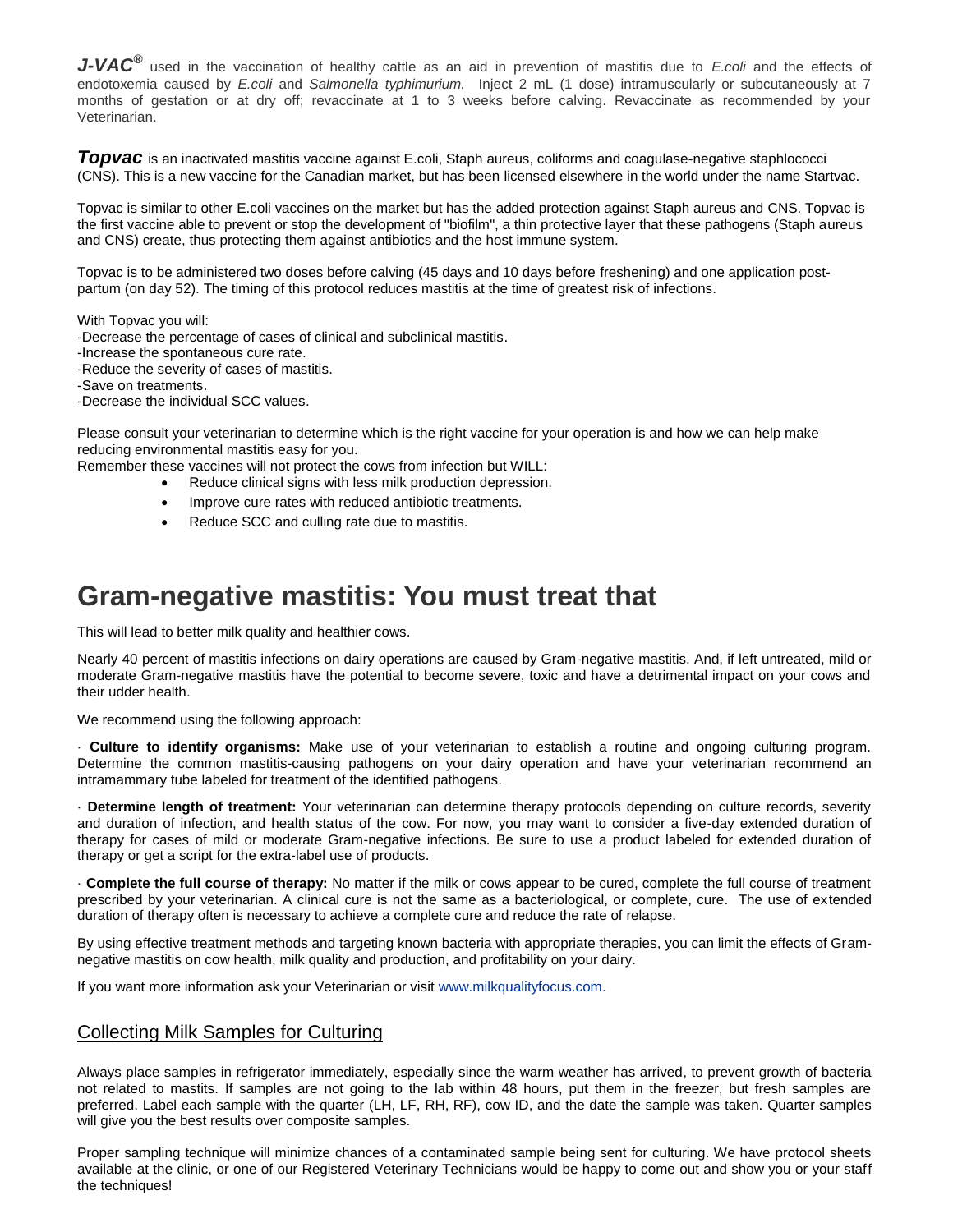***J-VAC®*** used in the vaccination of healthy cattle as an aid in prevention of mastitis due to *E.coli* and the effects of endotoxemia caused by *E.coli* and *Salmonella typhimurium.* Inject 2 mL (1 dose) intramuscularly or subcutaneously at 7 months of gestation or at dry off; revaccinate at 1 to 3 weeks before calving. Revaccinate as recommended by your Veterinarian.

***Topvac*** is an inactivated mastitis vaccine against E.coli, Staph aureus, coliforms and coagulase-negative staphlococci (CNS). This is a new vaccine for the Canadian market, but has been licensed elsewhere in the world under the name Startvac.

Topvac is similar to other E.coli vaccines on the market but has the added protection against Staph aureus and CNS. Topvac is the first vaccine able to prevent or stop the development of "biofilm", a thin protective layer that these pathogens (Staph aureus and CNS) create, thus protecting them against antibiotics and the host immune system.

Topvac is to be administered two doses before calving (45 days and 10 days before freshening) and one application post-partum (on day 52). The timing of this protocol reduces mastitis at the time of greatest risk of infections.

With Topvac you will:
-Decrease the percentage of cases of clinical and subclinical mastitis.
-Increase the spontaneous cure rate.
-Reduce the severity of cases of mastitis.
-Save on treatments.
-Decrease the individual SCC values.

Please consult your veterinarian to determine which is the right vaccine for your operation is and how we can help make reducing environmental mastitis easy for you.
Remember these vaccines will not protect the cows from infection but WILL:

- Reduce clinical signs with less milk production depression.
- Improve cure rates with reduced antibiotic treatments.
- Reduce SCC and culling rate due to mastitis.

# Gram-negative mastitis: You must treat that

This will lead to better milk quality and healthier cows.

Nearly 40 percent of mastitis infections on dairy operations are caused by Gram-negative mastitis. And, if left untreated, mild or moderate Gram-negative mastitis have the potential to become severe, toxic and have a detrimental impact on your cows and their udder health.

We recommend using the following approach:

· **Culture to identify organisms:** Make use of your veterinarian to establish a routine and ongoing culturing program. Determine the common mastitis-causing pathogens on your dairy operation and have your veterinarian recommend an intramammary tube labeled for treatment of the identified pathogens.

· **Determine length of treatment:** Your veterinarian can determine therapy protocols depending on culture records, severity and duration of infection, and health status of the cow. For now, you may want to consider a five-day extended duration of therapy for cases of mild or moderate Gram-negative infections. Be sure to use a product labeled for extended duration of therapy or get a script for the extra-label use of products.

· **Complete the full course of therapy:** No matter if the milk or cows appear to be cured, complete the full course of treatment prescribed by your veterinarian. A clinical cure is not the same as a bacteriological, or complete, cure. The use of extended duration of therapy often is necessary to achieve a complete cure and reduce the rate of relapse.

By using effective treatment methods and targeting known bacteria with appropriate therapies, you can limit the effects of Gram-negative mastitis on cow health, milk quality and production, and profitability on your dairy.

If you want more information ask your Veterinarian or visit www.milkqualityfocus.com.

## Collecting Milk Samples for Culturing

Always place samples in refrigerator immediately, especially since the warm weather has arrived, to prevent growth of bacteria not related to mastits. If samples are not going to the lab within 48 hours, put them in the freezer, but fresh samples are preferred. Label each sample with the quarter (LH, LF, RH, RF), cow ID, and the date the sample was taken. Quarter samples will give you the best results over composite samples.

Proper sampling technique will minimize chances of a contaminated sample being sent for culturing. We have protocol sheets available at the clinic, or one of our Registered Veterinary Technicians would be happy to come out and show you or your staff the techniques!